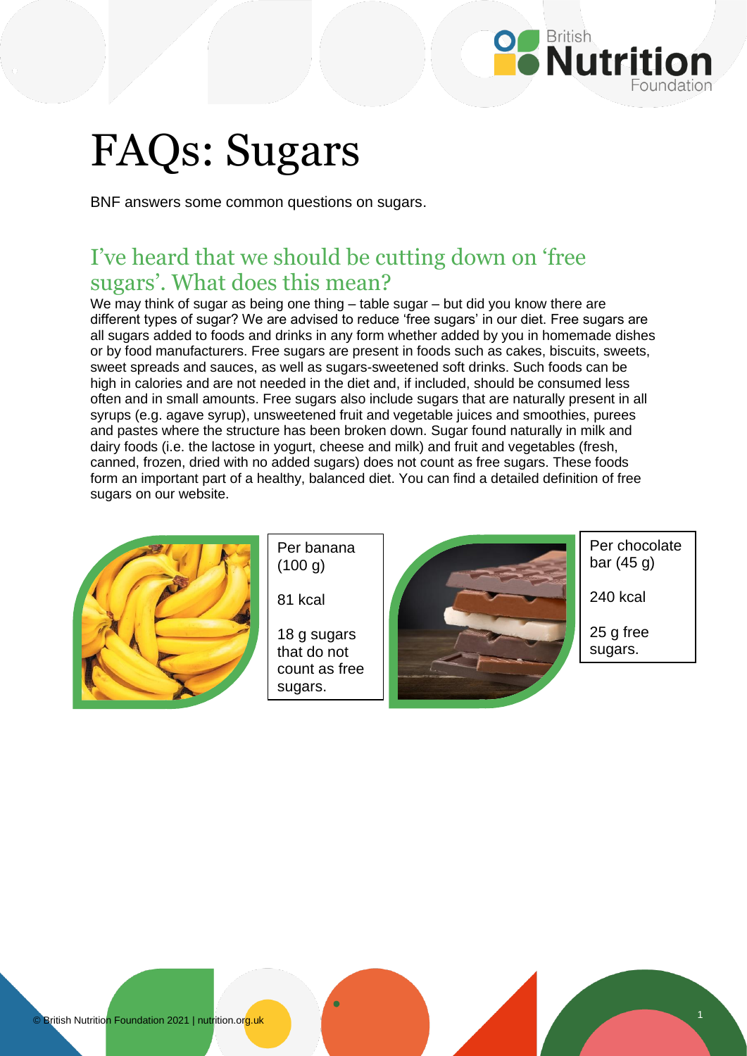# FAQs: Sugars

BNF answers some common questions on sugars.

## I've heard that we should be cutting down on 'free sugars'. What does this mean?

We may think of sugar as being one thing – table sugar – but did you know there are different types of sugar? We are advised to reduce 'free sugars' in our diet. Free sugars are all sugars added to foods and drinks in any form whether added by you in homemade dishes or by food manufacturers. Free sugars are present in foods such as cakes, biscuits, sweets, sweet spreads and sauces, as well as sugars-sweetened soft drinks. Such foods can be high in calories and are not needed in the diet and, if included, should be consumed less often and in small amounts. Free sugars also include sugars that are naturally present in all syrups (e.g. agave syrup), unsweetened fruit and vegetable juices and smoothies, purees and pastes where the structure has been broken down. Sugar found naturally in milk and dairy foods (i.e. the lactose in yogurt, cheese and milk) and fruit and vegetables (fresh, canned, frozen, dried with no added sugars) does not count as free sugars. These foods form an important part of a healthy, balanced diet. You can find a detailed definition of free sugars on our website.

Per banana (100 g)

81 kcal

18 g sugars that do not count as free sugars.

Per chocolate bar (45 g)

240 kcal

25 g free sugars.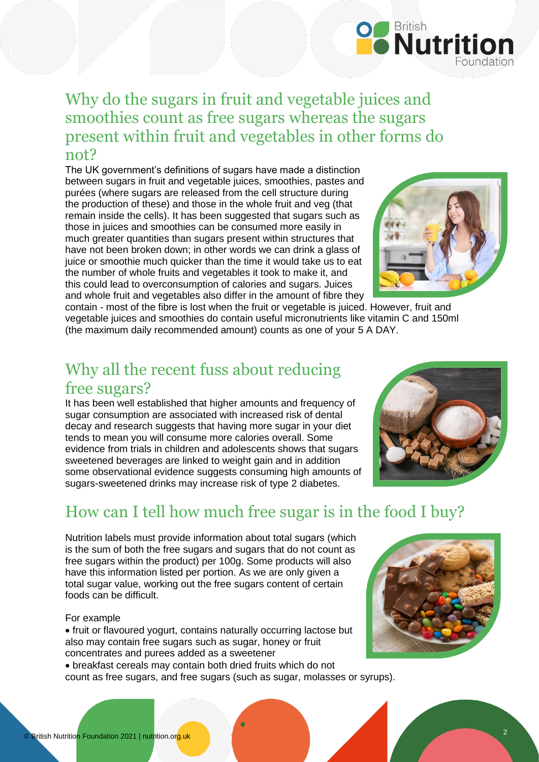## Why do the sugars in fruit and vegetable juices and smoothies count as free sugars whereas the sugars present within fruit and vegetables in other forms do not?

The UK government's definitions of sugars have made a distinction between sugars in fruit and vegetable juices, smoothies, pastes and purées (where sugars are released from the cell structure during the production of these) and those in the whole fruit and veg (that remain inside the cells). It has been suggested that sugars such as those in juices and smoothies can be consumed more easily in much greater quantities than sugars present within structures that have not been broken down; in other words we can drink a glass of juice or smoothie much quicker than the time it would take us to eat the number of whole fruits and vegetables it took to make it, and this could lead to overconsumption of calories and sugars. Juices and whole fruit and vegetables also differ in the amount of fibre they contain - most of the fibre is lost when the fruit or vegetable is juiced. However, fruit and vegetable juices and smoothies do contain useful micronutrients like vitamin C and 150ml (the maximum daily recommended amount) counts as one of your 5 A DAY.

## Why all the recent fuss about reducing free sugars?

It has been well established that higher amounts and frequency of sugar consumption are associated with increased risk of dental decay and research suggests that having more sugar in your diet tends to mean you will consume more calories overall. Some evidence from trials in children and adolescents shows that sugars sweetened beverages are linked to weight gain and in addition some observational evidence suggests consuming high amounts of sugars-sweetened drinks may increase risk of type 2 diabetes.

## How can I tell how much free sugar is in the food I buy?

Nutrition labels must provide information about total sugars (which is the sum of both the free sugars and sugars that do not count as free sugars within the product) per 100g. Some products will also have this information listed per portion. As we are only given a total sugar value, working out the free sugars content of certain foods can be difficult.

For example

- fruit or flavoured yogurt, contains naturally occurring lactose but also may contain free sugars such as sugar, honey or fruit concentrates and purees added as a sweetener
- breakfast cereals may contain both dried fruits which do not count as free sugars, and free sugars (such as sugar, molasses or syrups).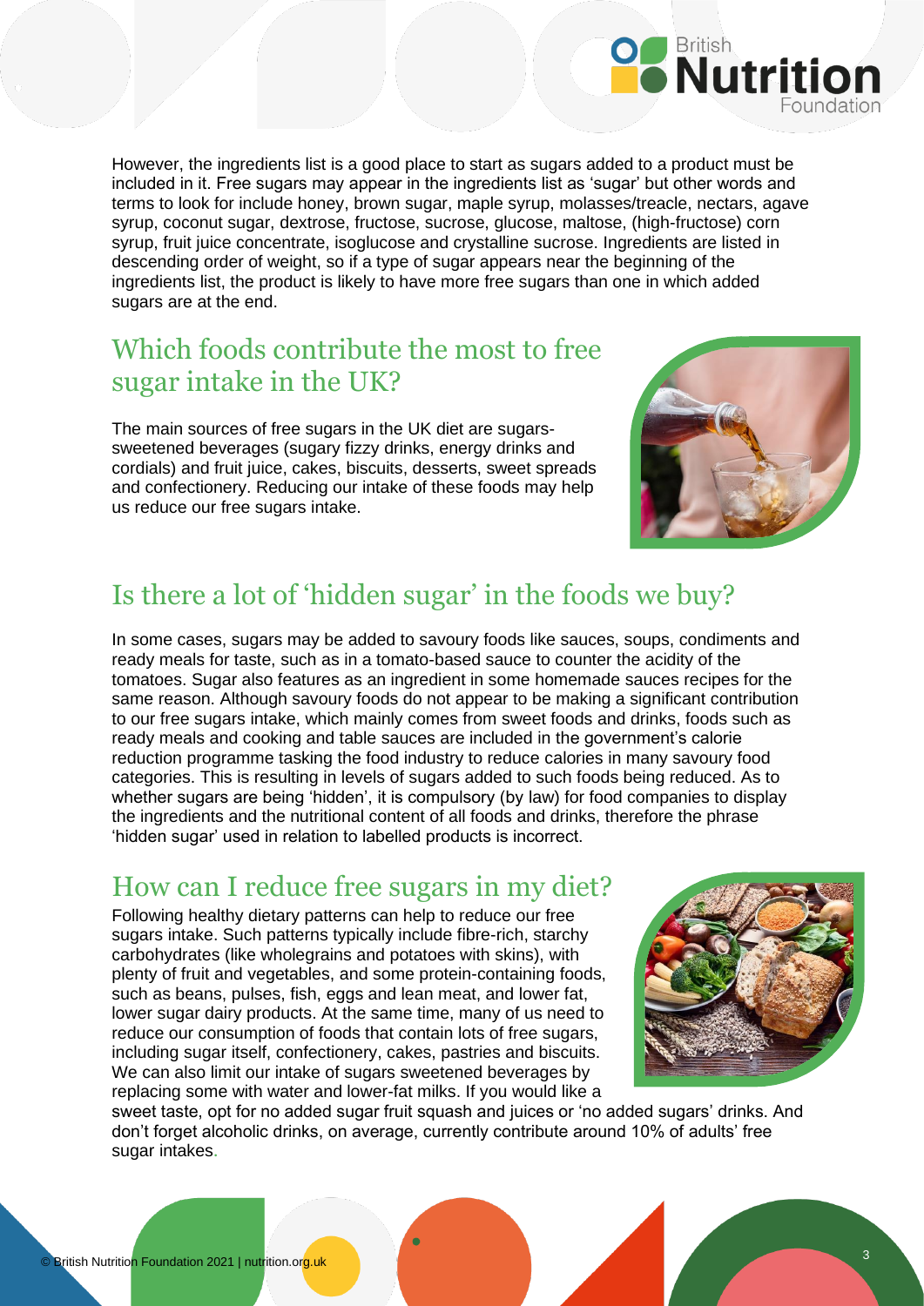However, the ingredients list is a good place to start as sugars added to a product must be included in it. Free sugars may appear in the ingredients list as 'sugar' but other words and terms to look for include honey, brown sugar, maple syrup, molasses/treacle, nectars, agave syrup, coconut sugar, dextrose, fructose, sucrose, glucose, maltose, (high-fructose) corn syrup, fruit juice concentrate, isoglucose and crystalline sucrose. Ingredients are listed in descending order of weight, so if a type of sugar appears near the beginning of the ingredients list, the product is likely to have more free sugars than one in which added sugars are at the end.

## Which foods contribute the most to free sugar intake in the UK?

The main sources of free sugars in the UK diet are sugars-sweetened beverages (sugary fizzy drinks, energy drinks and cordials) and fruit juice, cakes, biscuits, desserts, sweet spreads and confectionery. Reducing our intake of these foods may help us reduce our free sugars intake.

## Is there a lot of 'hidden sugar' in the foods we buy?

In some cases, sugars may be added to savoury foods like sauces, soups, condiments and ready meals for taste, such as in a tomato-based sauce to counter the acidity of the tomatoes. Sugar also features as an ingredient in some homemade sauces recipes for the same reason. Although savoury foods do not appear to be making a significant contribution to our free sugars intake, which mainly comes from sweet foods and drinks, foods such as ready meals and cooking and table sauces are included in the government's calorie reduction programme tasking the food industry to reduce calories in many savoury food categories. This is resulting in levels of sugars added to such foods being reduced. As to whether sugars are being 'hidden', it is compulsory (by law) for food companies to display the ingredients and the nutritional content of all foods and drinks, therefore the phrase 'hidden sugar' used in relation to labelled products is incorrect.

## How can I reduce free sugars in my diet?

Following healthy dietary patterns can help to reduce our free sugars intake. Such patterns typically include fibre-rich, starchy carbohydrates (like wholegrains and potatoes with skins), with plenty of fruit and vegetables, and some protein-containing foods, such as beans, pulses, fish, eggs and lean meat, and lower fat, lower sugar dairy products. At the same time, many of us need to reduce our consumption of foods that contain lots of free sugars, including sugar itself, confectionery, cakes, pastries and biscuits. We can also limit our intake of sugars sweetened beverages by replacing some with water and lower-fat milks. If you would like a sweet taste, opt for no added sugar fruit squash and juices or 'no added sugars' drinks. And don't forget alcoholic drinks, on average, currently contribute around 10% of adults' free sugar intakes.

© British Nutrition Foundation 2021 | nutrition.org.uk